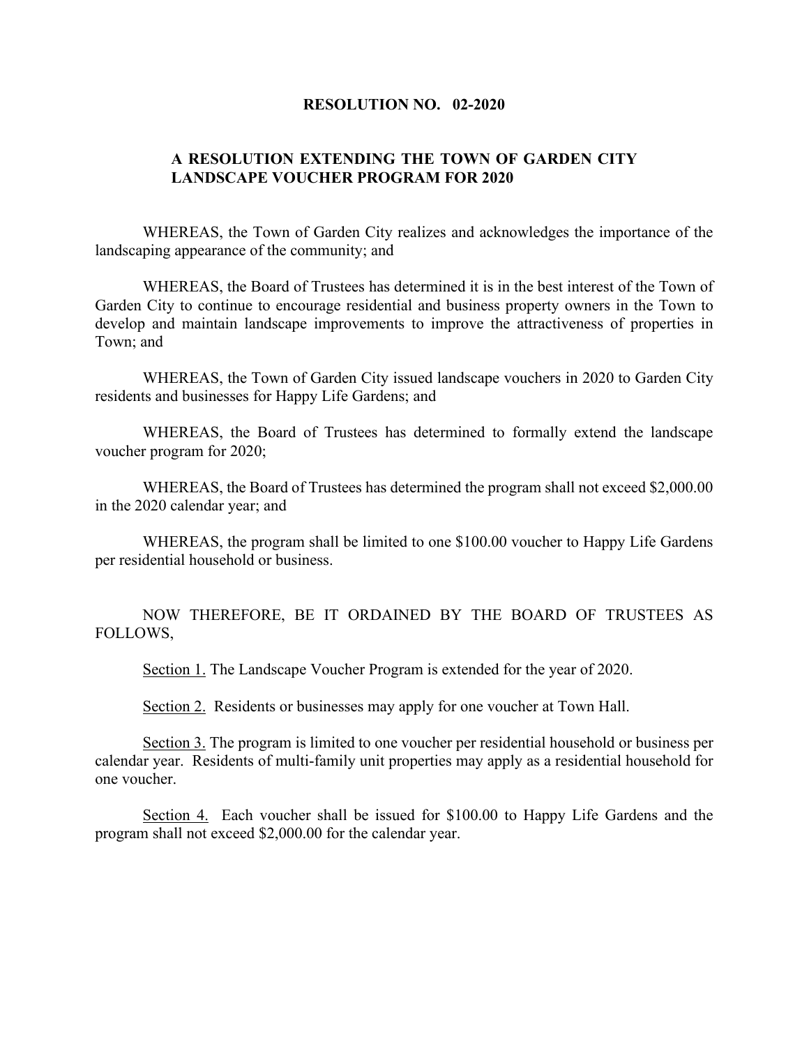# RESOLUTION NO. 02-2020

## A RESOLUTION EXTENDING THE TOWN OF GARDEN CITY LANDSCAPE VOUCHER PROGRAM FOR 2020

WHEREAS, the Town of Garden City realizes and acknowledges the importance of the landscaping appearance of the community; and

WHEREAS, the Board of Trustees has determined it is in the best interest of the Town of Garden City to continue to encourage residential and business property owners in the Town to develop and maintain landscape improvements to improve the attractiveness of properties in Town; and

WHEREAS, the Town of Garden City issued landscape vouchers in 2020 to Garden City residents and businesses for Happy Life Gardens; and

WHEREAS, the Board of Trustees has determined to formally extend the landscape voucher program for 2020;

WHEREAS, the Board of Trustees has determined the program shall not exceed $2,000.00 in the 2020 calendar year; and

WHEREAS, the program shall be limited to one $100.00 voucher to Happy Life Gardens per residential household or business.

NOW THEREFORE, BE IT ORDAINED BY THE BOARD OF TRUSTEES AS FOLLOWS,

Section 1. The Landscape Voucher Program is extended for the year of 2020.

Section 2. Residents or businesses may apply for one voucher at Town Hall.

Section 3. The program is limited to one voucher per residential household or business per calendar year. Residents of multi-family unit properties may apply as a residential household for one voucher.

Section 4. Each voucher shall be issued for $100.00 to Happy Life Gardens and the program shall not exceed $2,000.00 for the calendar year.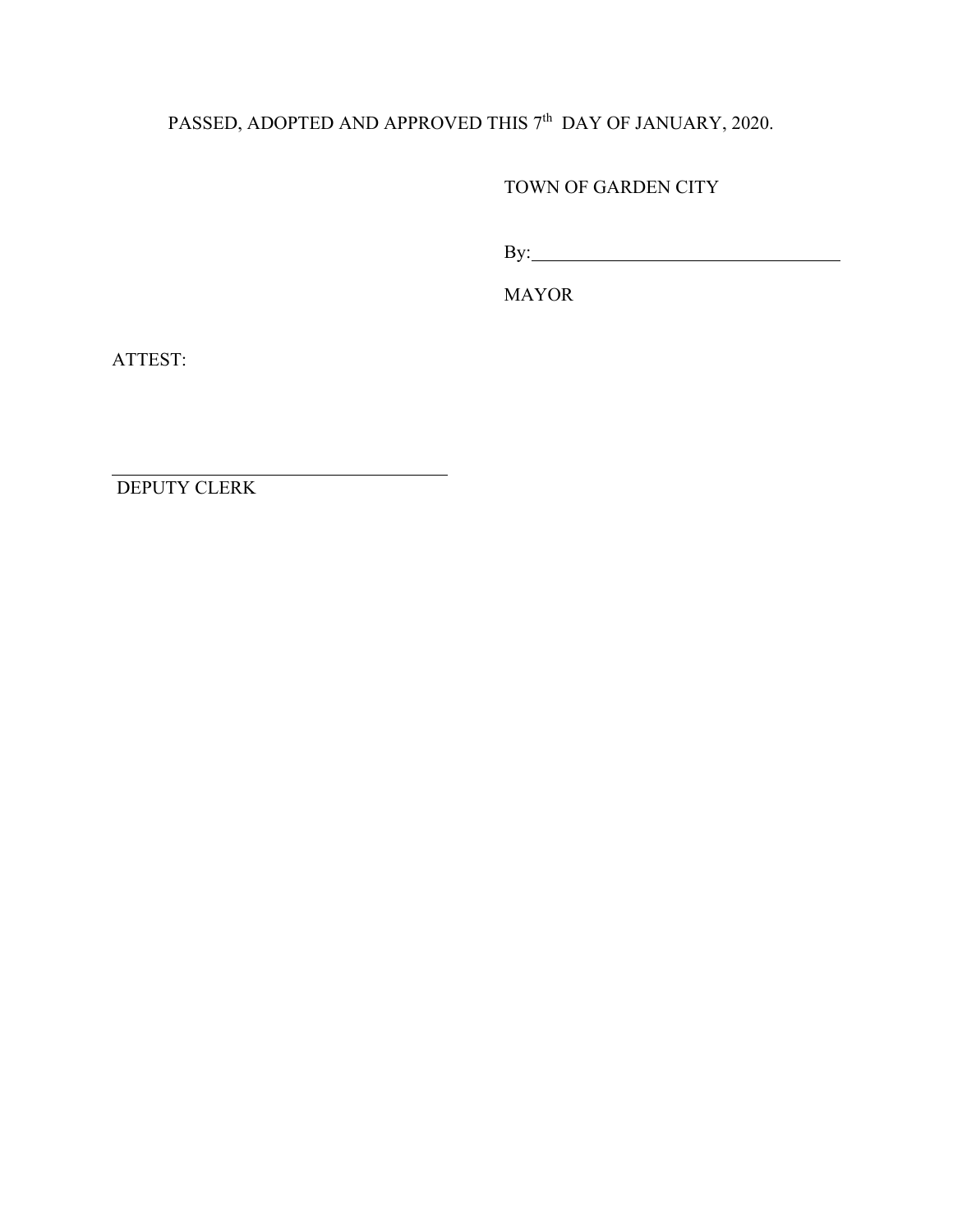PASSED, ADOPTED AND APPROVED THIS 7th DAY OF JANUARY, 2020.

TOWN OF GARDEN CITY

By:\_\_\_\_\_\_\_\_\_\_\_\_\_\_\_\_\_\_\_\_\_\_\_\_\_\_\_\_\_\_\_\_

MAYOR

ATTEST:

\_\_\_\_\_\_\_\_\_\_\_\_\_\_\_\_\_\_\_\_\_\_\_\_\_\_\_\_\_\_\_\_

DEPUTY CLERK